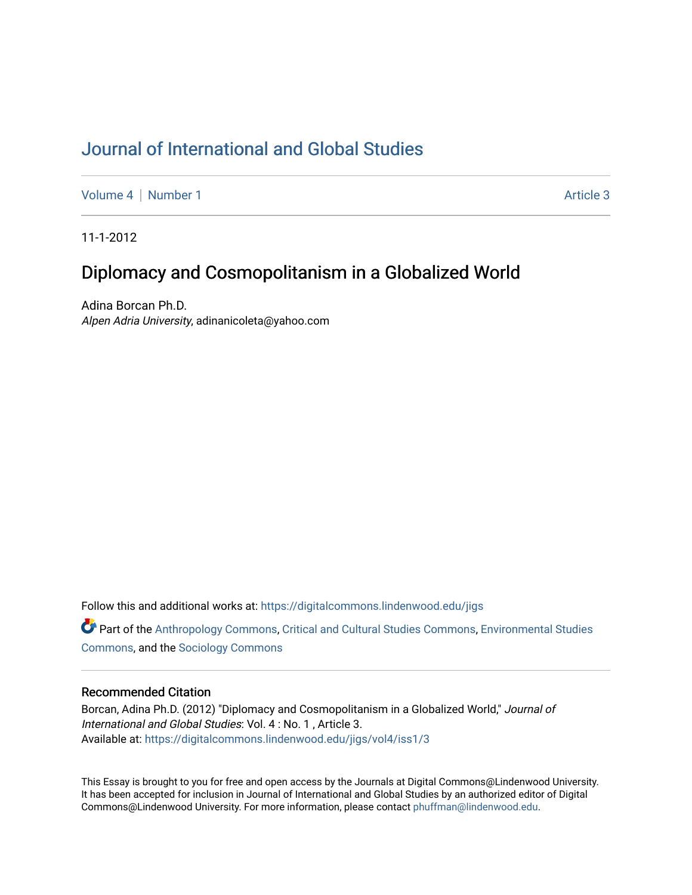# Journal of International and Global Studies

Volume 4 | Number 1 Article 3

11-1-2012

## Diplomacy and Cosmopolitanism in a Globalized World

Adina Borcan Ph.D.
*Alpen Adria University*, adinanicoleta@yahoo.com

Follow this and additional works at: https://digitalcommons.lindenwood.edu/jigs

Part of the Anthropology Commons, Critical and Cultural Studies Commons, Environmental Studies Commons, and the Sociology Commons

### Recommended Citation

Borcan, Adina Ph.D. (2012) "Diplomacy and Cosmopolitanism in a Globalized World," *Journal of International and Global Studies*: Vol. 4 : No. 1 , Article 3.
Available at: https://digitalcommons.lindenwood.edu/jigs/vol4/iss1/3

This Essay is brought to you for free and open access by the Journals at Digital Commons@Lindenwood University. It has been accepted for inclusion in Journal of International and Global Studies by an authorized editor of Digital Commons@Lindenwood University. For more information, please contact phuffman@lindenwood.edu.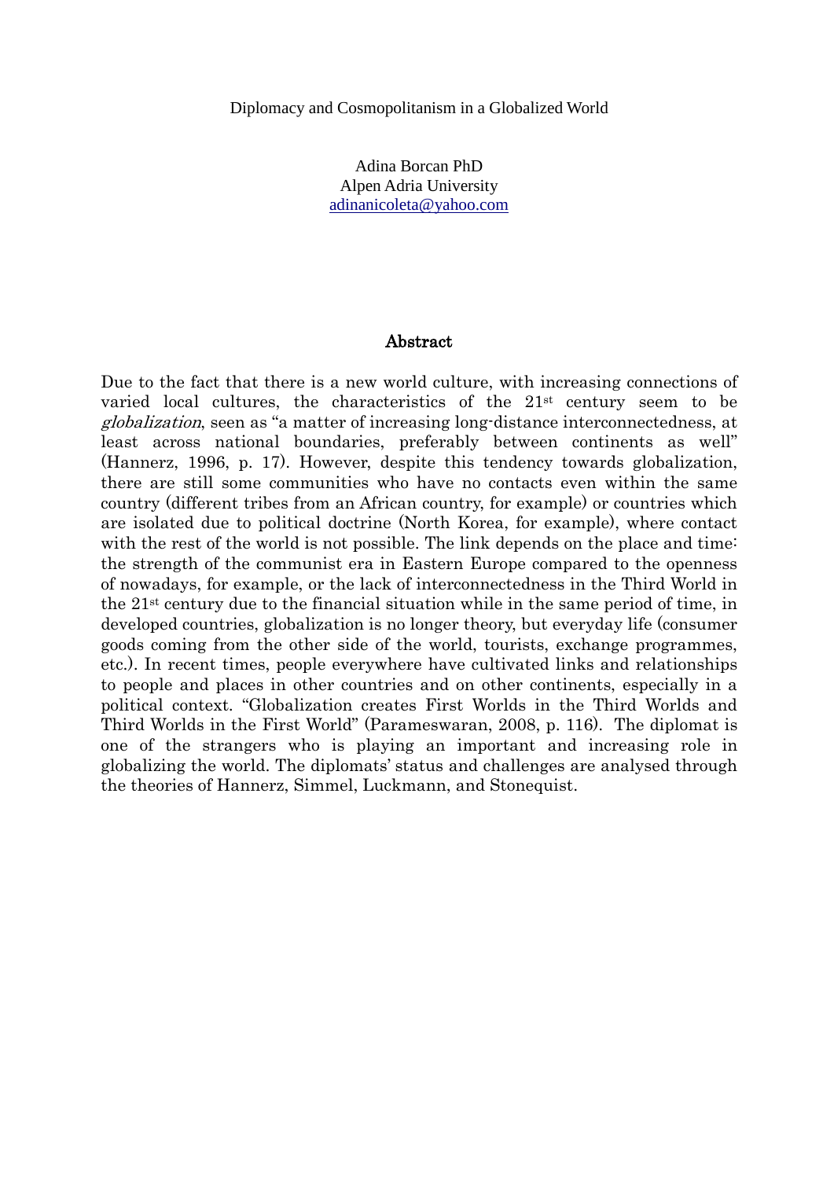Diplomacy and Cosmopolitanism in a Globalized World

Adina Borcan PhD
Alpen Adria University
adinanicoleta@yahoo.com

## Abstract

Due to the fact that there is a new world culture, with increasing connections of varied local cultures, the characteristics of the 21st century seem to be *globalization*, seen as "a matter of increasing long-distance interconnectedness, at least across national boundaries, preferably between continents as well" (Hannerz, 1996, p. 17). However, despite this tendency towards globalization, there are still some communities who have no contacts even within the same country (different tribes from an African country, for example) or countries which are isolated due to political doctrine (North Korea, for example), where contact with the rest of the world is not possible. The link depends on the place and time: the strength of the communist era in Eastern Europe compared to the openness of nowadays, for example, or the lack of interconnectedness in the Third World in the 21st century due to the financial situation while in the same period of time, in developed countries, globalization is no longer theory, but everyday life (consumer goods coming from the other side of the world, tourists, exchange programmes, etc.). In recent times, people everywhere have cultivated links and relationships to people and places in other countries and on other continents, especially in a political context. "Globalization creates First Worlds in the Third Worlds and Third Worlds in the First World" (Parameswaran, 2008, p. 116). The diplomat is one of the strangers who is playing an important and increasing role in globalizing the world. The diplomats' status and challenges are analysed through the theories of Hannerz, Simmel, Luckmann, and Stonequist.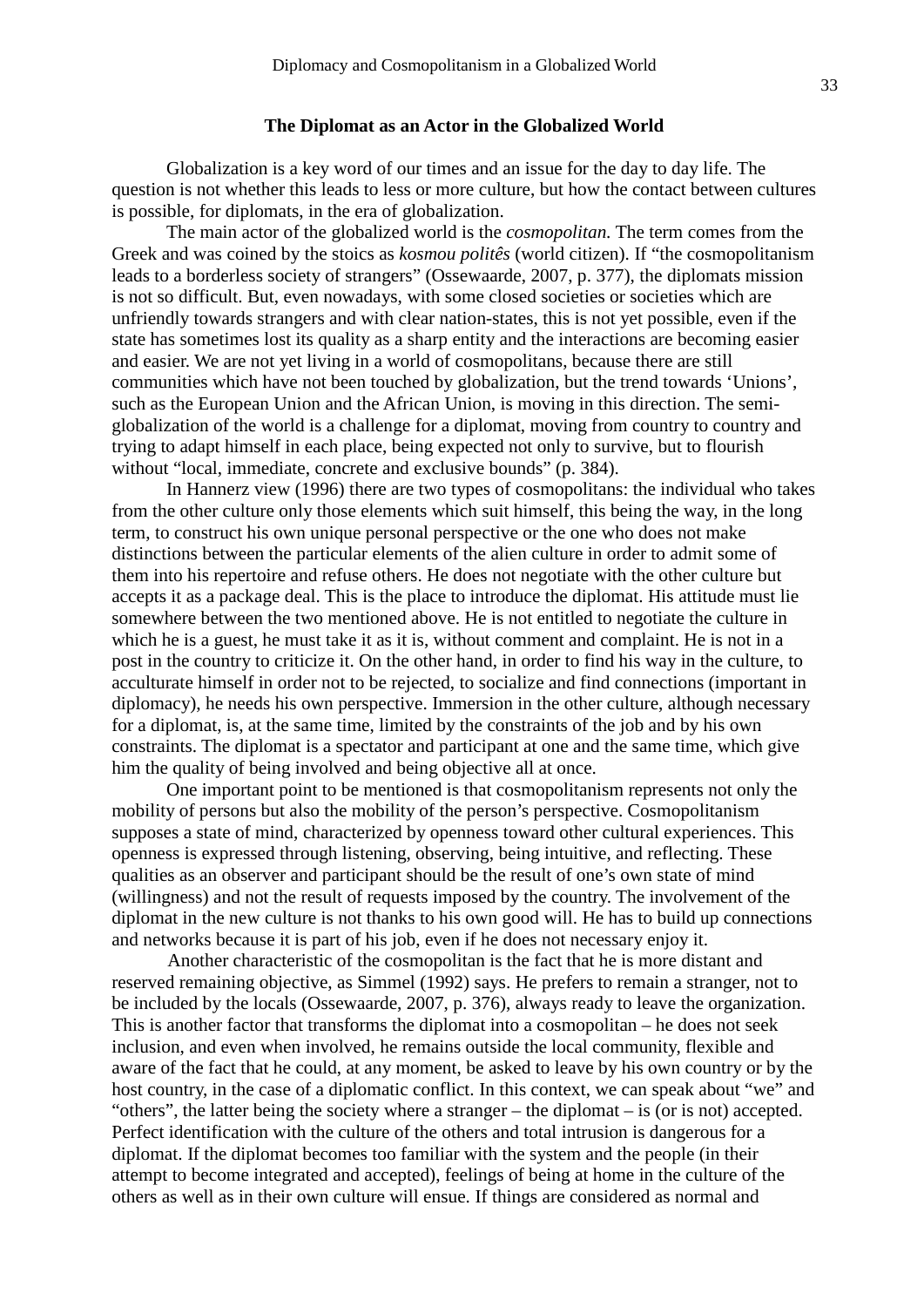### The Diplomat as an Actor in the Globalized World

Globalization is a key word of our times and an issue for the day to day life. The question is not whether this leads to less or more culture, but how the contact between cultures is possible, for diplomats, in the era of globalization.

The main actor of the globalized world is the *cosmopolitan.* The term comes from the Greek and was coined by the stoics as *kosmou politês* (world citizen). If "the cosmopolitanism leads to a borderless society of strangers" (Ossewaarde, 2007, p. 377), the diplomats mission is not so difficult. But, even nowadays, with some closed societies or societies which are unfriendly towards strangers and with clear nation-states, this is not yet possible, even if the state has sometimes lost its quality as a sharp entity and the interactions are becoming easier and easier. We are not yet living in a world of cosmopolitans, because there are still communities which have not been touched by globalization, but the trend towards 'Unions', such as the European Union and the African Union, is moving in this direction. The semi-globalization of the world is a challenge for a diplomat, moving from country to country and trying to adapt himself in each place, being expected not only to survive, but to flourish without "local, immediate, concrete and exclusive bounds" (p. 384).

In Hannerz view (1996) there are two types of cosmopolitans: the individual who takes from the other culture only those elements which suit himself, this being the way, in the long term, to construct his own unique personal perspective or the one who does not make distinctions between the particular elements of the alien culture in order to admit some of them into his repertoire and refuse others. He does not negotiate with the other culture but accepts it as a package deal. This is the place to introduce the diplomat. His attitude must lie somewhere between the two mentioned above. He is not entitled to negotiate the culture in which he is a guest, he must take it as it is, without comment and complaint. He is not in a post in the country to criticize it. On the other hand, in order to find his way in the culture, to acculturate himself in order not to be rejected, to socialize and find connections (important in diplomacy), he needs his own perspective. Immersion in the other culture, although necessary for a diplomat, is, at the same time, limited by the constraints of the job and by his own constraints. The diplomat is a spectator and participant at one and the same time, which give him the quality of being involved and being objective all at once.

One important point to be mentioned is that cosmopolitanism represents not only the mobility of persons but also the mobility of the person's perspective. Cosmopolitanism supposes a state of mind, characterized by openness toward other cultural experiences. This openness is expressed through listening, observing, being intuitive, and reflecting. These qualities as an observer and participant should be the result of one's own state of mind (willingness) and not the result of requests imposed by the country. The involvement of the diplomat in the new culture is not thanks to his own good will. He has to build up connections and networks because it is part of his job, even if he does not necessary enjoy it.

Another characteristic of the cosmopolitan is the fact that he is more distant and reserved remaining objective, as Simmel (1992) says. He prefers to remain a stranger, not to be included by the locals (Ossewaarde, 2007, p. 376), always ready to leave the organization. This is another factor that transforms the diplomat into a cosmopolitan – he does not seek inclusion, and even when involved, he remains outside the local community, flexible and aware of the fact that he could, at any moment, be asked to leave by his own country or by the host country, in the case of a diplomatic conflict. In this context, we can speak about "we" and "others", the latter being the society where a stranger – the diplomat – is (or is not) accepted. Perfect identification with the culture of the others and total intrusion is dangerous for a diplomat. If the diplomat becomes too familiar with the system and the people (in their attempt to become integrated and accepted), feelings of being at home in the culture of the others as well as in their own culture will ensue. If things are considered as normal and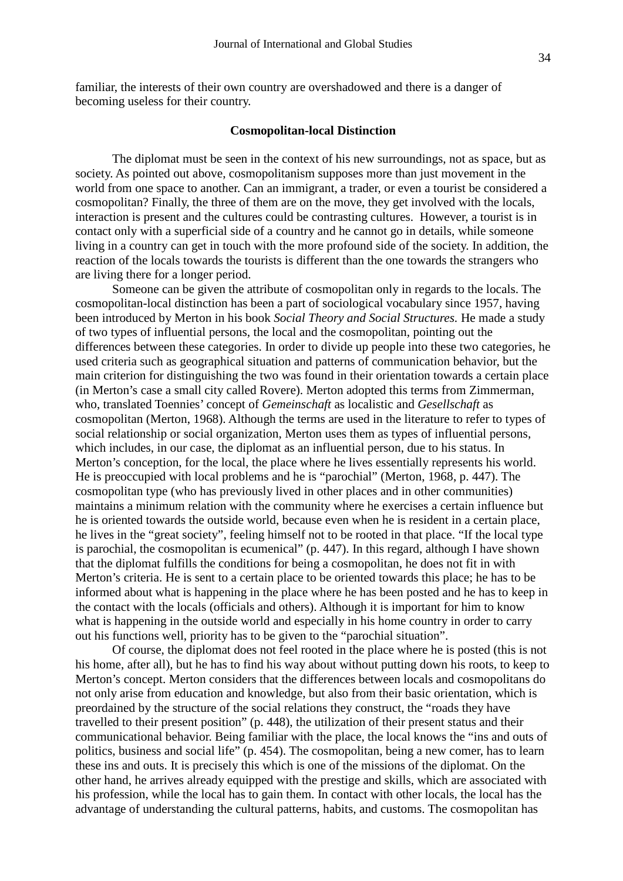familiar, the interests of their own country are overshadowed and there is a danger of becoming useless for their country.

### Cosmopolitan-local Distinction

The diplomat must be seen in the context of his new surroundings, not as space, but as society. As pointed out above, cosmopolitanism supposes more than just movement in the world from one space to another. Can an immigrant, a trader, or even a tourist be considered a cosmopolitan? Finally, the three of them are on the move, they get involved with the locals, interaction is present and the cultures could be contrasting cultures. However, a tourist is in contact only with a superficial side of a country and he cannot go in details, while someone living in a country can get in touch with the more profound side of the society. In addition, the reaction of the locals towards the tourists is different than the one towards the strangers who are living there for a longer period.

Someone can be given the attribute of cosmopolitan only in regards to the locals. The cosmopolitan-local distinction has been a part of sociological vocabulary since 1957, having been introduced by Merton in his book *Social Theory and Social Structures.* He made a study of two types of influential persons, the local and the cosmopolitan, pointing out the differences between these categories. In order to divide up people into these two categories, he used criteria such as geographical situation and patterns of communication behavior, but the main criterion for distinguishing the two was found in their orientation towards a certain place (in Merton's case a small city called Rovere). Merton adopted this terms from Zimmerman, who, translated Toennies' concept of *Gemeinschaft* as localistic and *Gesellschaft* as cosmopolitan (Merton, 1968). Although the terms are used in the literature to refer to types of social relationship or social organization, Merton uses them as types of influential persons, which includes, in our case, the diplomat as an influential person, due to his status. In Merton's conception, for the local, the place where he lives essentially represents his world. He is preoccupied with local problems and he is "parochial" (Merton, 1968, p. 447). The cosmopolitan type (who has previously lived in other places and in other communities) maintains a minimum relation with the community where he exercises a certain influence but he is oriented towards the outside world, because even when he is resident in a certain place, he lives in the "great society", feeling himself not to be rooted in that place. "If the local type is parochial, the cosmopolitan is ecumenical" (p. 447). In this regard, although I have shown that the diplomat fulfills the conditions for being a cosmopolitan, he does not fit in with Merton's criteria. He is sent to a certain place to be oriented towards this place; he has to be informed about what is happening in the place where he has been posted and he has to keep in the contact with the locals (officials and others). Although it is important for him to know what is happening in the outside world and especially in his home country in order to carry out his functions well, priority has to be given to the "parochial situation".

Of course, the diplomat does not feel rooted in the place where he is posted (this is not his home, after all), but he has to find his way about without putting down his roots, to keep to Merton's concept. Merton considers that the differences between locals and cosmopolitans do not only arise from education and knowledge, but also from their basic orientation, which is preordained by the structure of the social relations they construct, the "roads they have travelled to their present position" (p. 448), the utilization of their present status and their communicational behavior. Being familiar with the place, the local knows the "ins and outs of politics, business and social life" (p. 454). The cosmopolitan, being a new comer, has to learn these ins and outs. It is precisely this which is one of the missions of the diplomat. On the other hand, he arrives already equipped with the prestige and skills, which are associated with his profession, while the local has to gain them. In contact with other locals, the local has the advantage of understanding the cultural patterns, habits, and customs. The cosmopolitan has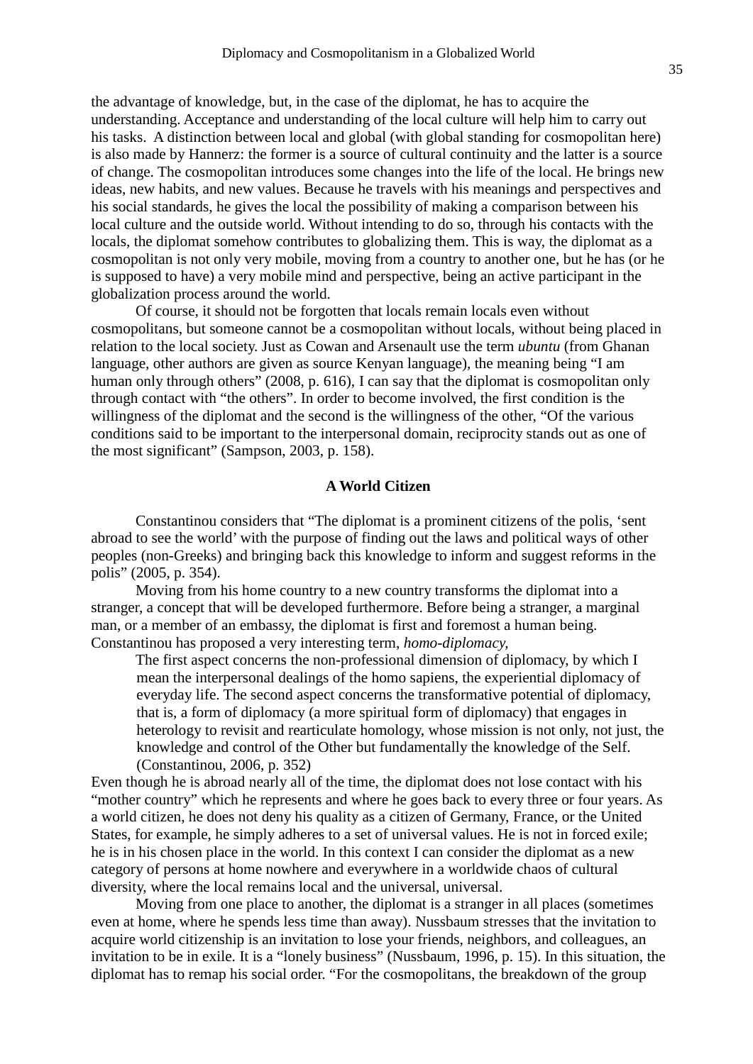the advantage of knowledge, but, in the case of the diplomat, he has to acquire the understanding. Acceptance and understanding of the local culture will help him to carry out his tasks. A distinction between local and global (with global standing for cosmopolitan here) is also made by Hannerz: the former is a source of cultural continuity and the latter is a source of change. The cosmopolitan introduces some changes into the life of the local. He brings new ideas, new habits, and new values. Because he travels with his meanings and perspectives and his social standards, he gives the local the possibility of making a comparison between his local culture and the outside world. Without intending to do so, through his contacts with the locals, the diplomat somehow contributes to globalizing them. This is way, the diplomat as a cosmopolitan is not only very mobile, moving from a country to another one, but he has (or he is supposed to have) a very mobile mind and perspective, being an active participant in the globalization process around the world.

Of course, it should not be forgotten that locals remain locals even without cosmopolitans, but someone cannot be a cosmopolitan without locals, without being placed in relation to the local society. Just as Cowan and Arsenault use the term *ubuntu* (from Ghanan language, other authors are given as source Kenyan language), the meaning being "I am human only through others" (2008, p. 616), I can say that the diplomat is cosmopolitan only through contact with "the others". In order to become involved, the first condition is the willingness of the diplomat and the second is the willingness of the other, "Of the various conditions said to be important to the interpersonal domain, reciprocity stands out as one of the most significant" (Sampson, 2003, p. 158).

## A World Citizen

Constantinou considers that "The diplomat is a prominent citizens of the polis, 'sent abroad to see the world' with the purpose of finding out the laws and political ways of other peoples (non-Greeks) and bringing back this knowledge to inform and suggest reforms in the polis" (2005, p. 354).

Moving from his home country to a new country transforms the diplomat into a stranger, a concept that will be developed furthermore. Before being a stranger, a marginal man, or a member of an embassy, the diplomat is first and foremost a human being. Constantinou has proposed a very interesting term, *homo-diplomacy*,

> The first aspect concerns the non-professional dimension of diplomacy, by which I mean the interpersonal dealings of the homo sapiens, the experiential diplomacy of everyday life. The second aspect concerns the transformative potential of diplomacy, that is, a form of diplomacy (a more spiritual form of diplomacy) that engages in heterology to revisit and rearticulate homology, whose mission is not only, not just, the knowledge and control of the Other but fundamentally the knowledge of the Self. (Constantinou, 2006, p. 352)

Even though he is abroad nearly all of the time, the diplomat does not lose contact with his "mother country" which he represents and where he goes back to every three or four years. As a world citizen, he does not deny his quality as a citizen of Germany, France, or the United States, for example, he simply adheres to a set of universal values. He is not in forced exile; he is in his chosen place in the world. In this context I can consider the diplomat as a new category of persons at home nowhere and everywhere in a worldwide chaos of cultural diversity, where the local remains local and the universal, universal.

Moving from one place to another, the diplomat is a stranger in all places (sometimes even at home, where he spends less time than away). Nussbaum stresses that the invitation to acquire world citizenship is an invitation to lose your friends, neighbors, and colleagues, an invitation to be in exile. It is a "lonely business" (Nussbaum, 1996, p. 15). In this situation, the diplomat has to remap his social order. "For the cosmopolitans, the breakdown of the group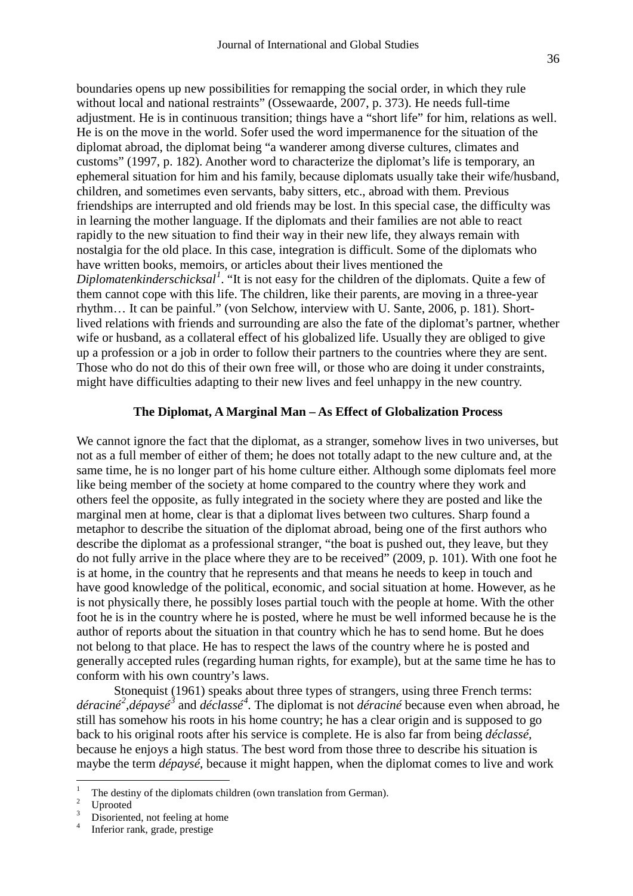boundaries opens up new possibilities for remapping the social order, in which they rule without local and national restraints" (Ossewaarde, 2007, p. 373). He needs full-time adjustment. He is in continuous transition; things have a "short life" for him, relations as well. He is on the move in the world. Sofer used the word impermanence for the situation of the diplomat abroad, the diplomat being "a wanderer among diverse cultures, climates and customs" (1997, p. 182). Another word to characterize the diplomat's life is temporary, an ephemeral situation for him and his family, because diplomats usually take their wife/husband, children, and sometimes even servants, baby sitters, etc., abroad with them. Previous friendships are interrupted and old friends may be lost. In this special case, the difficulty was in learning the mother language. If the diplomats and their families are not able to react rapidly to the new situation to find their way in their new life, they always remain with nostalgia for the old place. In this case, integration is difficult. Some of the diplomats who have written books, memoirs, or articles about their lives mentioned the *Diplomatenkinderschicksal*[1]. "It is not easy for the children of the diplomats. Quite a few of them cannot cope with this life. The children, like their parents, are moving in a three-year rhythm… It can be painful." (von Selchow, interview with U. Sante, 2006, p. 181). Short-lived relations with friends and surrounding are also the fate of the diplomat's partner, whether wife or husband, as a collateral effect of his globalized life. Usually they are obliged to give up a profession or a job in order to follow their partners to the countries where they are sent. Those who do not do this of their own free will, or those who are doing it under constraints, might have difficulties adapting to their new lives and feel unhappy in the new country.

## The Diplomat, A Marginal Man – As Effect of Globalization Process

We cannot ignore the fact that the diplomat, as a stranger, somehow lives in two universes, but not as a full member of either of them; he does not totally adapt to the new culture and, at the same time, he is no longer part of his home culture either. Although some diplomats feel more like being member of the society at home compared to the country where they work and others feel the opposite, as fully integrated in the society where they are posted and like the marginal men at home, clear is that a diplomat lives between two cultures. Sharp found a metaphor to describe the situation of the diplomat abroad, being one of the first authors who describe the diplomat as a professional stranger, "the boat is pushed out, they leave, but they do not fully arrive in the place where they are to be received" (2009, p. 101). With one foot he is at home, in the country that he represents and that means he needs to keep in touch and have good knowledge of the political, economic, and social situation at home. However, as he is not physically there, he possibly loses partial touch with the people at home. With the other foot he is in the country where he is posted, where he must be well informed because he is the author of reports about the situation in that country which he has to send home. But he does not belong to that place. He has to respect the laws of the country where he is posted and generally accepted rules (regarding human rights, for example), but at the same time he has to conform with his own country's laws.

Stonequist (1961) speaks about three types of strangers, using three French terms: *déraciné*[2],*dépaysé*[3] and *déclassé*[4]. The diplomat is not *déraciné* because even when abroad, he still has somehow his roots in his home country; he has a clear origin and is supposed to go back to his original roots after his service is complete. He is also far from being *déclassé*, because he enjoys a high status. The best word from those three to describe his situation is maybe the term *dépaysé*, because it might happen, when the diplomat comes to live and work

---

[1] The destiny of the diplomats children (own translation from German).

[2] Uprooted

[3] Disoriented, not feeling at home

[4] Inferior rank, grade, prestige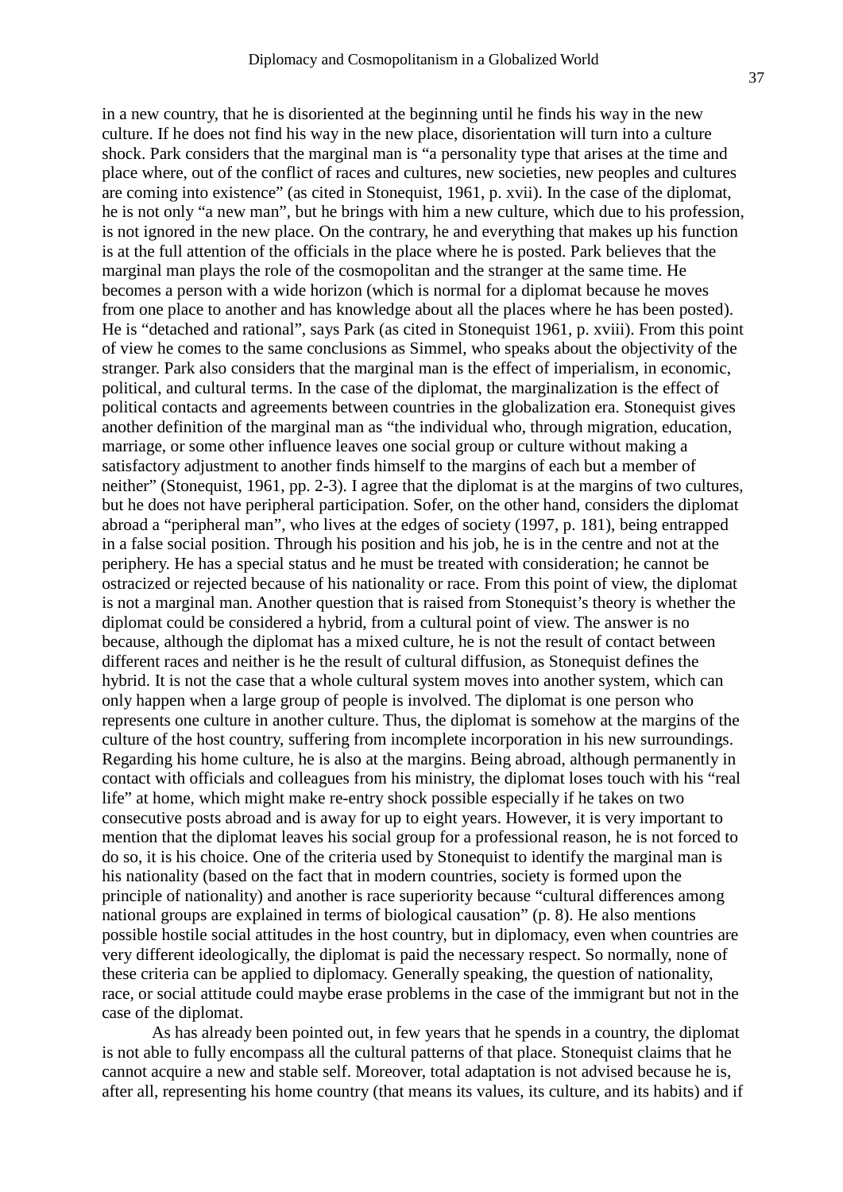in a new country, that he is disoriented at the beginning until he finds his way in the new culture. If he does not find his way in the new place, disorientation will turn into a culture shock. Park considers that the marginal man is "a personality type that arises at the time and place where, out of the conflict of races and cultures, new societies, new peoples and cultures are coming into existence" (as cited in Stonequist, 1961, p. xvii). In the case of the diplomat, he is not only "a new man", but he brings with him a new culture, which due to his profession, is not ignored in the new place. On the contrary, he and everything that makes up his function is at the full attention of the officials in the place where he is posted. Park believes that the marginal man plays the role of the cosmopolitan and the stranger at the same time. He becomes a person with a wide horizon (which is normal for a diplomat because he moves from one place to another and has knowledge about all the places where he has been posted). He is "detached and rational", says Park (as cited in Stonequist 1961, p. xviii). From this point of view he comes to the same conclusions as Simmel, who speaks about the objectivity of the stranger. Park also considers that the marginal man is the effect of imperialism, in economic, political, and cultural terms. In the case of the diplomat, the marginalization is the effect of political contacts and agreements between countries in the globalization era. Stonequist gives another definition of the marginal man as "the individual who, through migration, education, marriage, or some other influence leaves one social group or culture without making a satisfactory adjustment to another finds himself to the margins of each but a member of neither" (Stonequist, 1961, pp. 2-3). I agree that the diplomat is at the margins of two cultures, but he does not have peripheral participation. Sofer, on the other hand, considers the diplomat abroad a "peripheral man", who lives at the edges of society (1997, p. 181), being entrapped in a false social position. Through his position and his job, he is in the centre and not at the periphery. He has a special status and he must be treated with consideration; he cannot be ostracized or rejected because of his nationality or race. From this point of view, the diplomat is not a marginal man. Another question that is raised from Stonequist's theory is whether the diplomat could be considered a hybrid, from a cultural point of view. The answer is no because, although the diplomat has a mixed culture, he is not the result of contact between different races and neither is he the result of cultural diffusion, as Stonequist defines the hybrid. It is not the case that a whole cultural system moves into another system, which can only happen when a large group of people is involved. The diplomat is one person who represents one culture in another culture. Thus, the diplomat is somehow at the margins of the culture of the host country, suffering from incomplete incorporation in his new surroundings. Regarding his home culture, he is also at the margins. Being abroad, although permanently in contact with officials and colleagues from his ministry, the diplomat loses touch with his "real life" at home, which might make re-entry shock possible especially if he takes on two consecutive posts abroad and is away for up to eight years. However, it is very important to mention that the diplomat leaves his social group for a professional reason, he is not forced to do so, it is his choice. One of the criteria used by Stonequist to identify the marginal man is his nationality (based on the fact that in modern countries, society is formed upon the principle of nationality) and another is race superiority because "cultural differences among national groups are explained in terms of biological causation" (p. 8). He also mentions possible hostile social attitudes in the host country, but in diplomacy, even when countries are very different ideologically, the diplomat is paid the necessary respect. So normally, none of these criteria can be applied to diplomacy. Generally speaking, the question of nationality, race, or social attitude could maybe erase problems in the case of the immigrant but not in the case of the diplomat.

As has already been pointed out, in few years that he spends in a country, the diplomat is not able to fully encompass all the cultural patterns of that place. Stonequist claims that he cannot acquire a new and stable self. Moreover, total adaptation is not advised because he is, after all, representing his home country (that means its values, its culture, and its habits) and if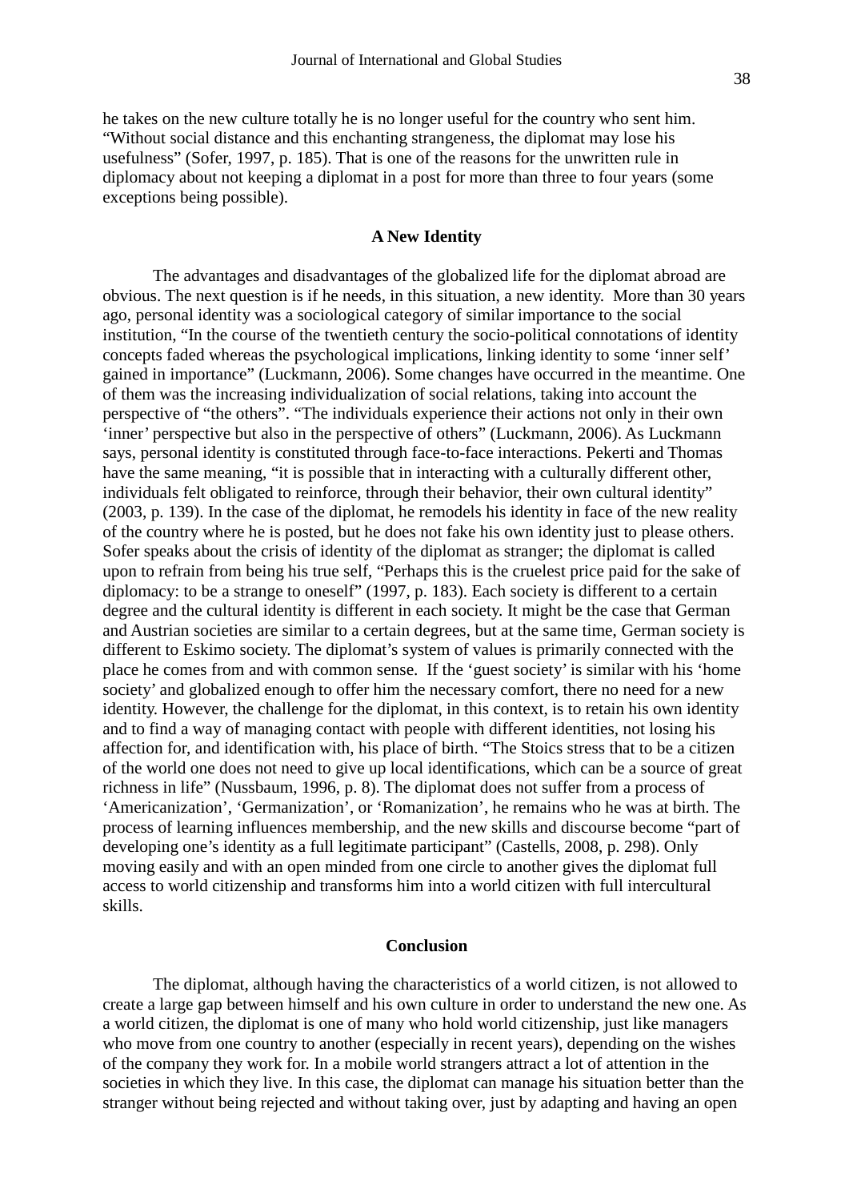he takes on the new culture totally he is no longer useful for the country who sent him. "Without social distance and this enchanting strangeness, the diplomat may lose his usefulness" (Sofer, 1997, p. 185). That is one of the reasons for the unwritten rule in diplomacy about not keeping a diplomat in a post for more than three to four years (some exceptions being possible).

## A New Identity

The advantages and disadvantages of the globalized life for the diplomat abroad are obvious. The next question is if he needs, in this situation, a new identity. More than 30 years ago, personal identity was a sociological category of similar importance to the social institution, "In the course of the twentieth century the socio-political connotations of identity concepts faded whereas the psychological implications, linking identity to some 'inner self' gained in importance" (Luckmann, 2006). Some changes have occurred in the meantime. One of them was the increasing individualization of social relations, taking into account the perspective of "the others". "The individuals experience their actions not only in their own 'inner' perspective but also in the perspective of others" (Luckmann, 2006). As Luckmann says, personal identity is constituted through face-to-face interactions. Pekerti and Thomas have the same meaning, "it is possible that in interacting with a culturally different other, individuals felt obligated to reinforce, through their behavior, their own cultural identity" (2003, p. 139). In the case of the diplomat, he remodels his identity in face of the new reality of the country where he is posted, but he does not fake his own identity just to please others. Sofer speaks about the crisis of identity of the diplomat as stranger; the diplomat is called upon to refrain from being his true self, "Perhaps this is the cruelest price paid for the sake of diplomacy: to be a strange to oneself" (1997, p. 183). Each society is different to a certain degree and the cultural identity is different in each society. It might be the case that German and Austrian societies are similar to a certain degrees, but at the same time, German society is different to Eskimo society. The diplomat's system of values is primarily connected with the place he comes from and with common sense. If the 'guest society' is similar with his 'home society' and globalized enough to offer him the necessary comfort, there no need for a new identity. However, the challenge for the diplomat, in this context, is to retain his own identity and to find a way of managing contact with people with different identities, not losing his affection for, and identification with, his place of birth. "The Stoics stress that to be a citizen of the world one does not need to give up local identifications, which can be a source of great richness in life" (Nussbaum, 1996, p. 8). The diplomat does not suffer from a process of 'Americanization', 'Germanization', or 'Romanization', he remains who he was at birth. The process of learning influences membership, and the new skills and discourse become "part of developing one's identity as a full legitimate participant" (Castells, 2008, p. 298). Only moving easily and with an open minded from one circle to another gives the diplomat full access to world citizenship and transforms him into a world citizen with full intercultural skills.

## Conclusion

The diplomat, although having the characteristics of a world citizen, is not allowed to create a large gap between himself and his own culture in order to understand the new one. As a world citizen, the diplomat is one of many who hold world citizenship, just like managers who move from one country to another (especially in recent years), depending on the wishes of the company they work for. In a mobile world strangers attract a lot of attention in the societies in which they live. In this case, the diplomat can manage his situation better than the stranger without being rejected and without taking over, just by adapting and having an open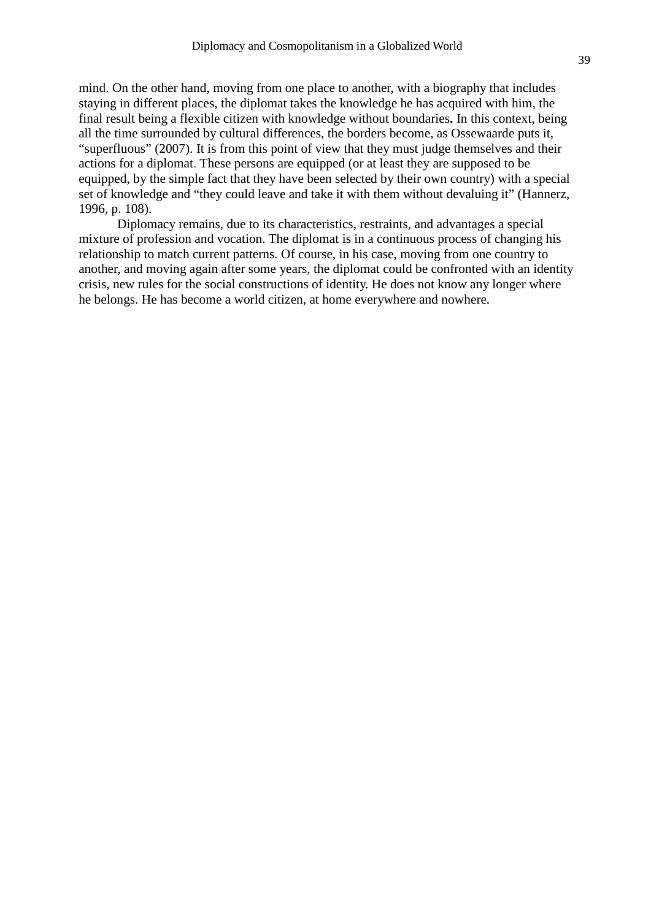mind. On the other hand, moving from one place to another, with a biography that includes staying in different places, the diplomat takes the knowledge he has acquired with him, the final result being a flexible citizen with knowledge without boundaries**.** In this context, being all the time surrounded by cultural differences, the borders become, as Ossewaarde puts it, "superfluous" (2007). It is from this point of view that they must judge themselves and their actions for a diplomat. These persons are equipped (or at least they are supposed to be equipped, by the simple fact that they have been selected by their own country) with a special set of knowledge and "they could leave and take it with them without devaluing it" (Hannerz, 1996, p. 108).

Diplomacy remains, due to its characteristics, restraints, and advantages a special mixture of profession and vocation. The diplomat is in a continuous process of changing his relationship to match current patterns. Of course, in his case, moving from one country to another, and moving again after some years, the diplomat could be confronted with an identity crisis, new rules for the social constructions of identity. He does not know any longer where he belongs. He has become a world citizen, at home everywhere and nowhere.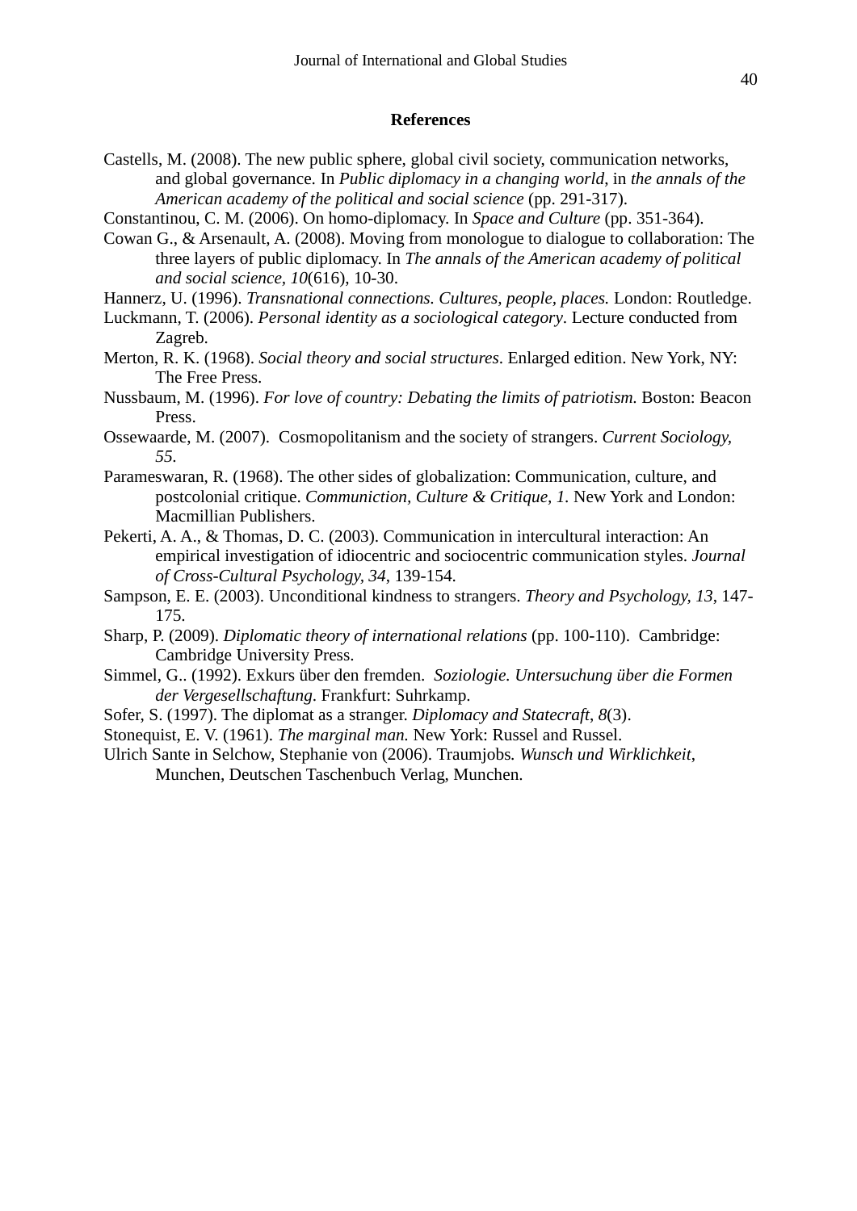## References

Castells, M. (2008). The new public sphere, global civil society, communication networks, and global governance. In *Public diplomacy in a changing world*, in *the annals of the American academy of the political and social science* (pp. 291-317).

Constantinou, C. M. (2006). On homo-diplomacy. In *Space and Culture* (pp. 351-364).

Cowan G., & Arsenault, A. (2008). Moving from monologue to dialogue to collaboration: The three layers of public diplomacy. In *The annals of the American academy of political and social science, 10*(616), 10-30.

Hannerz, U. (1996). *Transnational connections. Cultures, people, places.* London: Routledge.

Luckmann, T. (2006). *Personal identity as a sociological category*. Lecture conducted from Zagreb.

Merton, R. K. (1968). *Social theory and social structures*. Enlarged edition. New York, NY: The Free Press.

Nussbaum, M. (1996). *For love of country: Debating the limits of patriotism.* Boston: Beacon Press.

Ossewaarde, M. (2007). Cosmopolitanism and the society of strangers. *Current Sociology, 55.*

Parameswaran, R. (1968). The other sides of globalization: Communication, culture, and postcolonial critique. *Communiction, Culture & Critique, 1.* New York and London: Macmillian Publishers.

Pekerti, A. A., & Thomas, D. C. (2003). Communication in intercultural interaction: An empirical investigation of idiocentric and sociocentric communication styles. *Journal of Cross-Cultural Psychology, 34*, 139-154.

Sampson, E. E. (2003). Unconditional kindness to strangers. *Theory and Psychology, 13*, 147-175.

Sharp, P. (2009). *Diplomatic theory of international relations* (pp. 100-110). Cambridge: Cambridge University Press.

Simmel, G.. (1992). Exkurs über den fremden. *Soziologie. Untersuchung über die Formen der Vergesellschaftung*. Frankfurt: Suhrkamp.

Sofer, S. (1997). The diplomat as a stranger. *Diplomacy and Statecraft*, *8*(3).

Stonequist, E. V. (1961). *The marginal man.* New York: Russel and Russel.

Ulrich Sante in Selchow, Stephanie von (2006). Traumjobs*. Wunsch und Wirklichkeit*, Munchen, Deutschen Taschenbuch Verlag, Munchen.